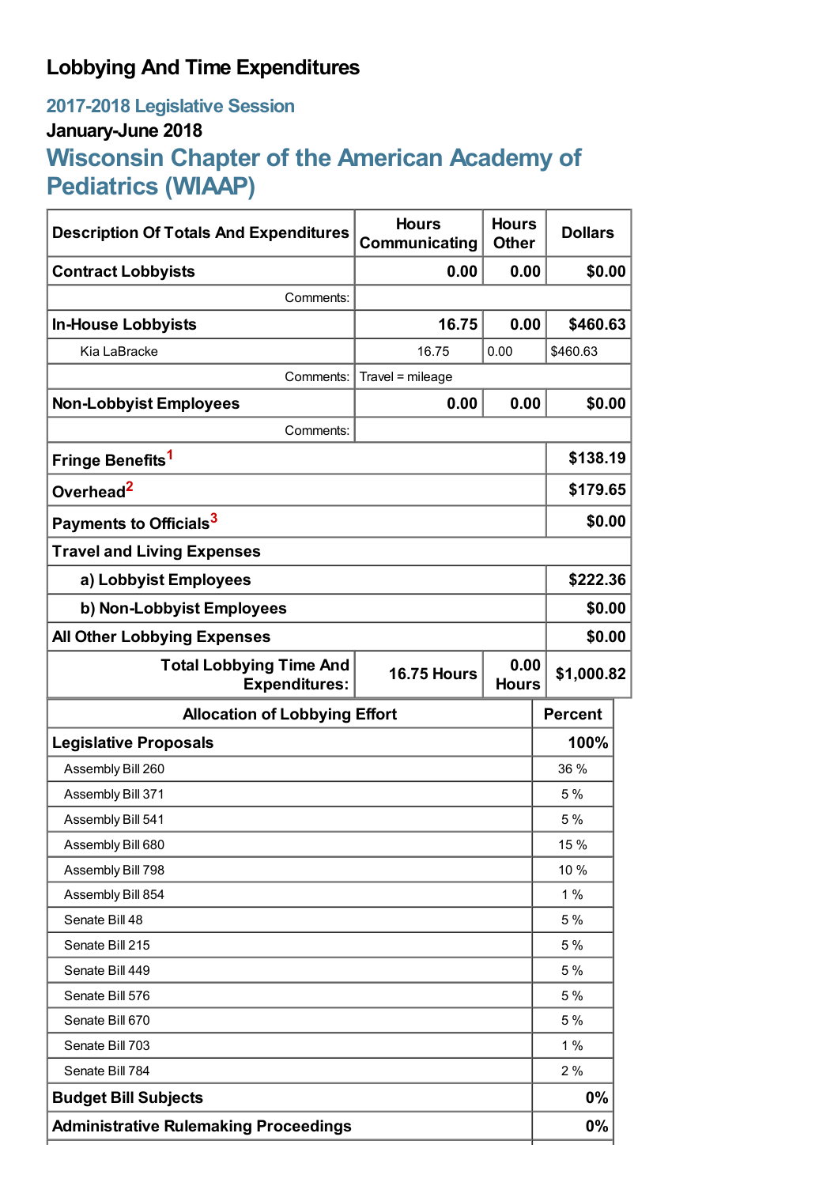# Lobbying And Time Expenditures

## 2017-2018 Legislative Session

### January-June 2018

## Wisconsin Chapter of the American Academy of Pediatrics (WIAAP)

| Description Of Totals And Expenditures | Hours Communicating | Hours Other | Dollars |
|---|---|---|---|
| **Contract Lobbyists** | **0.00** | **0.00** | **$0.00** |
| Comments: | | | |
| **In-House Lobbyists** | **16.75** | **0.00** | **$460.63** |
| Kia LaBracke | 16.75 | 0.00 | $460.63 |
| Comments: | Travel = mileage | | |
| **Non-Lobbyist Employees** | **0.00** | **0.00** | **$0.00** |
| Comments: | | | |
| **Fringe Benefits**[1] | | | **$138.19** |
| **Overhead**[2] | | | **$179.65** |
| **Payments to Officials**[3] | | | **$0.00** |
| **Travel and Living Expenses** | | | |
| **a) Lobbyist Employees** | | | **$222.36** |
| **b) Non-Lobbyist Employees** | | | **$0.00** |
| **All Other Lobbying Expenses** | | | **$0.00** |
| **Total Lobbying Time And Expenditures:** | **16.75 Hours** | **0.00 Hours** | **$1,000.82** |

| Allocation of Lobbying Effort | Percent |
|---|---|
| **Legislative Proposals** | **100%** |
| Assembly Bill 260 | 36 % |
| Assembly Bill 371 | 5 % |
| Assembly Bill 541 | 5 % |
| Assembly Bill 680 | 15 % |
| Assembly Bill 798 | 10 % |
| Assembly Bill 854 | 1 % |
| Senate Bill 48 | 5 % |
| Senate Bill 215 | 5 % |
| Senate Bill 449 | 5 % |
| Senate Bill 576 | 5 % |
| Senate Bill 670 | 5 % |
| Senate Bill 703 | 1 % |
| Senate Bill 784 | 2 % |
| **Budget Bill Subjects** | **0%** |
| **Administrative Rulemaking Proceedings** | **0%** |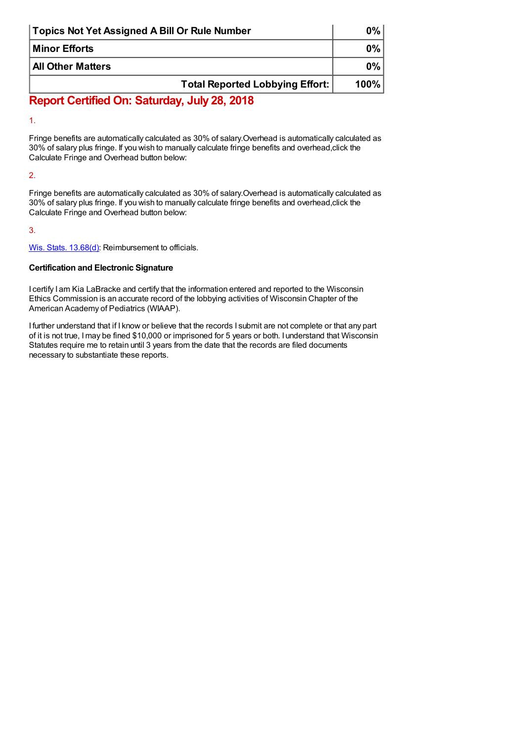| | |
|---|---|
| **Topics Not Yet Assigned A Bill Or Rule Number** | **0%** |
| **Minor Efforts** | **0%** |
| **All Other Matters** | **0%** |
| **Total Reported Lobbying Effort:** | **100%** |

## Report Certified On: Saturday, July 28, 2018

1.

Fringe benefits are automatically calculated as 30% of salary.Overhead is automatically calculated as 30% of salary plus fringe. If you wish to manually calculate fringe benefits and overhead,click the Calculate Fringe and Overhead button below:

2.

Fringe benefits are automatically calculated as 30% of salary.Overhead is automatically calculated as 30% of salary plus fringe. If you wish to manually calculate fringe benefits and overhead,click the Calculate Fringe and Overhead button below:

3.

Wis. Stats. 13.68(d): Reimbursement to officials.

**Certification and Electronic Signature**

I certify I am Kia LaBracke and certify that the information entered and reported to the Wisconsin Ethics Commission is an accurate record of the lobbying activities of Wisconsin Chapter of the American Academy of Pediatrics (WIAAP).

I further understand that if I know or believe that the records I submit are not complete or that any part of it is not true, I may be fined $10,000 or imprisoned for 5 years or both. I understand that Wisconsin Statutes require me to retain until 3 years from the date that the records are filed documents necessary to substantiate these reports.